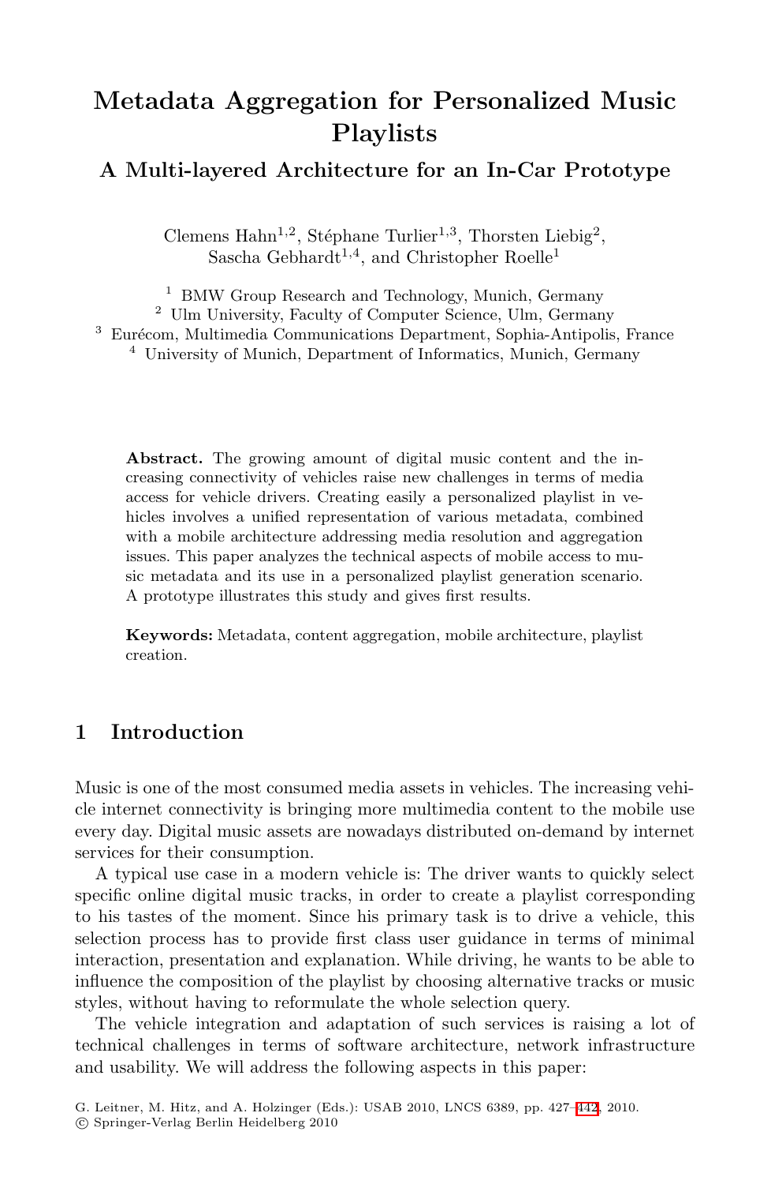# Metadata Aggregation for Personalized Music Playlists

## A Multi-layered Architecture for an In-Car Prototype

Clemens Hahn[1,2], Stéphane Turlier[1,3], Thorsten Liebig[2], Sascha Gebhardt[1,4], and Christopher Roelle[1]

[1] BMW Group Research and Technology, Munich, Germany
[2] Ulm University, Faculty of Computer Science, Ulm, Germany
[3] Eurécom, Multimedia Communications Department, Sophia-Antipolis, France
[4] University of Munich, Department of Informatics, Munich, Germany

**Abstract.** The growing amount of digital music content and the increasing connectivity of vehicles raise new challenges in terms of media access for vehicle drivers. Creating easily a personalized playlist in vehicles involves a unified representation of various metadata, combined with a mobile architecture addressing media resolution and aggregation issues. This paper analyzes the technical aspects of mobile access to music metadata and its use in a personalized playlist generation scenario. A prototype illustrates this study and gives first results.

**Keywords:** Metadata, content aggregation, mobile architecture, playlist creation.

## 1 Introduction

Music is one of the most consumed media assets in vehicles. The increasing vehicle internet connectivity is bringing more multimedia content to the mobile use every day. Digital music assets are nowadays distributed on-demand by internet services for their consumption.

A typical use case in a modern vehicle is: The driver wants to quickly select specific online digital music tracks, in order to create a playlist corresponding to his tastes of the moment. Since his primary task is to drive a vehicle, this selection process has to provide first class user guidance in terms of minimal interaction, presentation and explanation. While driving, he wants to be able to influence the composition of the playlist by choosing alternative tracks or music styles, without having to reformulate the whole selection query.

The vehicle integration and adaptation of such services is raising a lot of technical challenges in terms of software architecture, network infrastructure and usability. We will address the following aspects in this paper:

G. Leitner, M. Hitz, and A. Holzinger (Eds.): USAB 2010, LNCS 6389, pp. 427–442, 2010.
© Springer-Verlag Berlin Heidelberg 2010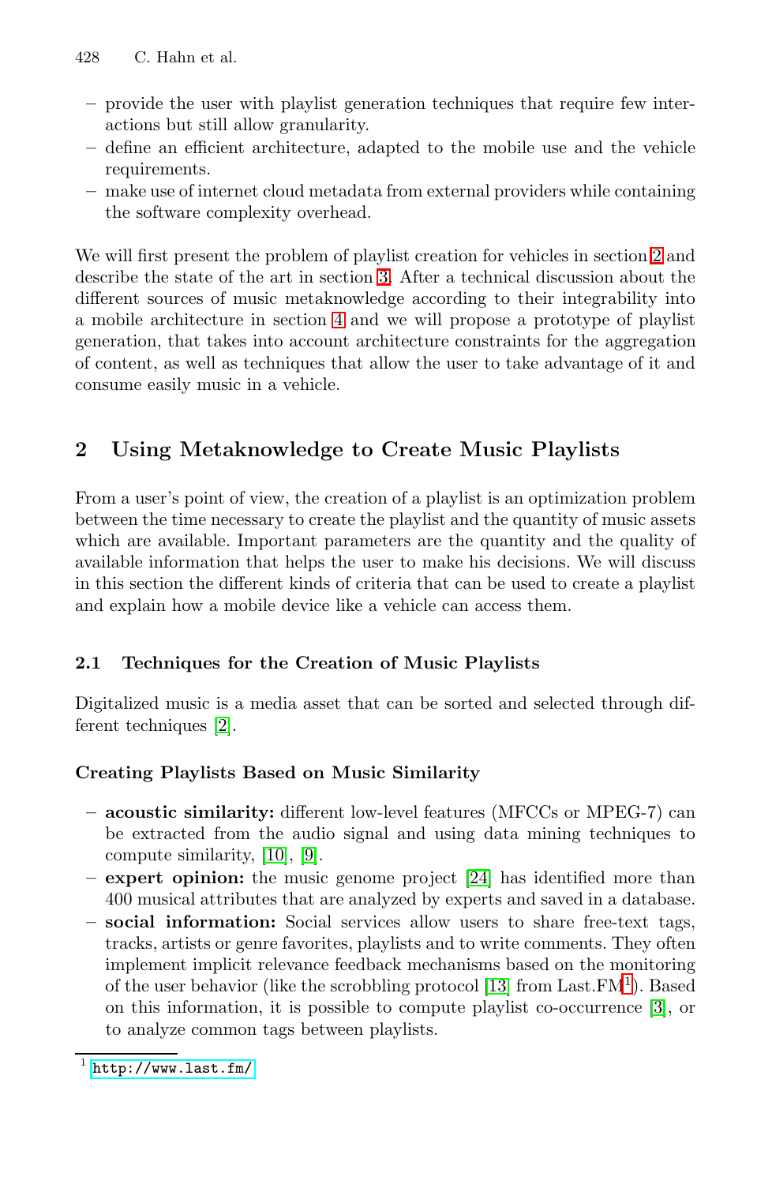- provide the user with playlist generation techniques that require few interactions but still allow granularity.
- define an efficient architecture, adapted to the mobile use and the vehicle requirements.
- make use of internet cloud metadata from external providers while containing the software complexity overhead.

We will first present the problem of playlist creation for vehicles in section 2 and describe the state of the art in section 3. After a technical discussion about the different sources of music metaknowledge according to their integrability into a mobile architecture in section 4 and we will propose a prototype of playlist generation, that takes into account architecture constraints for the aggregation of content, as well as techniques that allow the user to take advantage of it and consume easily music in a vehicle.

## 2 Using Metaknowledge to Create Music Playlists

From a user's point of view, the creation of a playlist is an optimization problem between the time necessary to create the playlist and the quantity of music assets which are available. Important parameters are the quantity and the quality of available information that helps the user to make his decisions. We will discuss in this section the different kinds of criteria that can be used to create a playlist and explain how a mobile device like a vehicle can access them.

### 2.1 Techniques for the Creation of Music Playlists

Digitalized music is a media asset that can be sorted and selected through different techniques [2].

**Creating Playlists Based on Music Similarity**

- **acoustic similarity:** different low-level features (MFCCs or MPEG-7) can be extracted from the audio signal and using data mining techniques to compute similarity, [10], [9].
- **expert opinion:** the music genome project [24] has identified more than 400 musical attributes that are analyzed by experts and saved in a database.
- **social information:** Social services allow users to share free-text tags, tracks, artists or genre favorites, playlists and to write comments. They often implement implicit relevance feedback mechanisms based on the monitoring of the user behavior (like the scrobbling protocol [13] from Last.FM[1]). Based on this information, it is possible to compute playlist co-occurrence [3], or to analyze common tags between playlists.

[1] http://www.last.fm/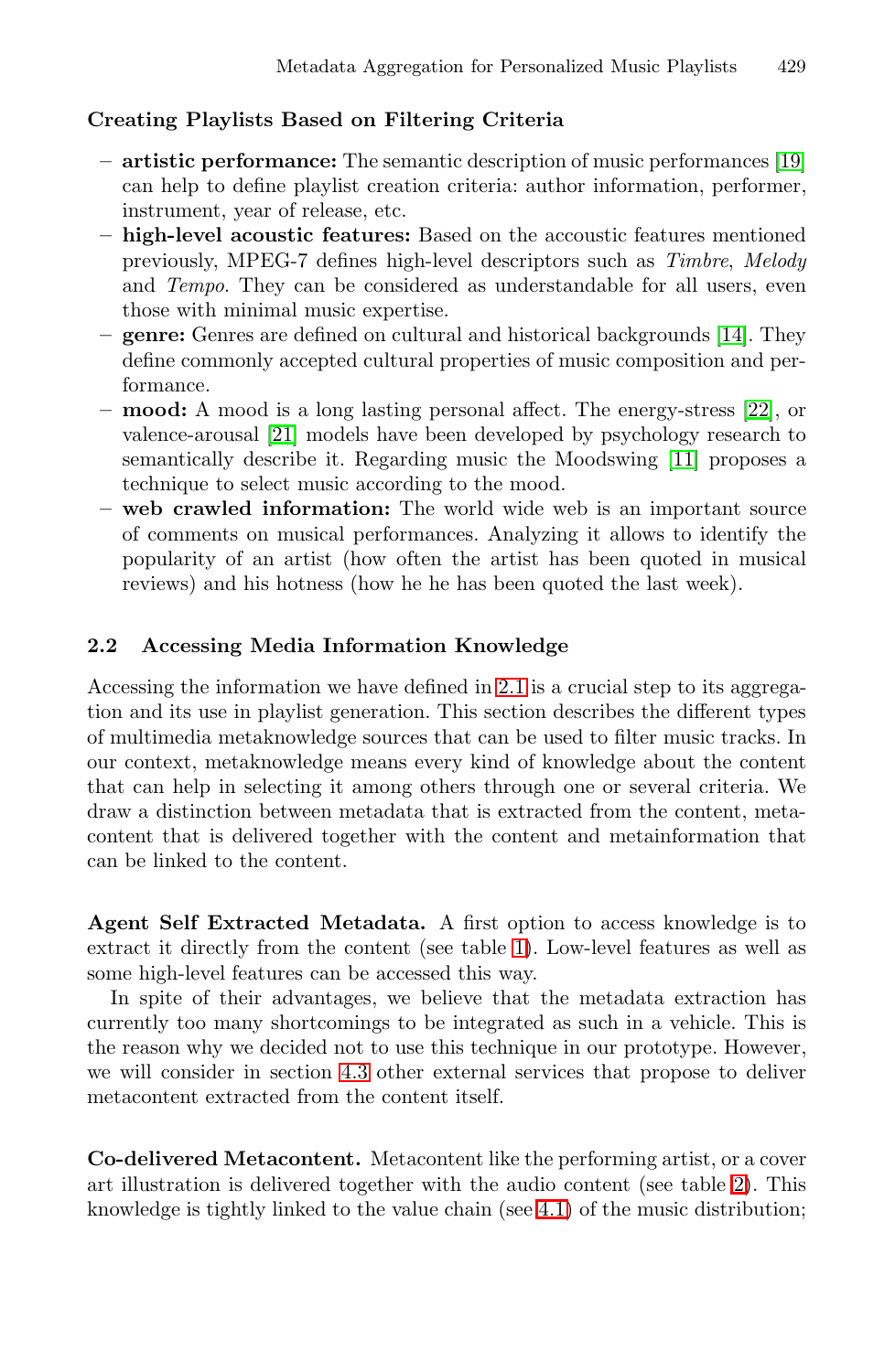### Creating Playlists Based on Filtering Criteria

- **artistic performance:** The semantic description of music performances [19] can help to define playlist creation criteria: author information, performer, instrument, year of release, etc.
- **high-level acoustic features:** Based on the accoustic features mentioned previously, MPEG-7 defines high-level descriptors such as *Timbre*, *Melody* and *Tempo*. They can be considered as understandable for all users, even those with minimal music expertise.
- **genre:** Genres are defined on cultural and historical backgrounds [14]. They define commonly accepted cultural properties of music composition and performance.
- **mood:** A mood is a long lasting personal affect. The energy-stress [22], or valence-arousal [21] models have been developed by psychology research to semantically describe it. Regarding music the Moodswing [11] proposes a technique to select music according to the mood.
- **web crawled information:** The world wide web is an important source of comments on musical performances. Analyzing it allows to identify the popularity of an artist (how often the artist has been quoted in musical reviews) and his hotness (how he he has been quoted the last week).

## 2.2 Accessing Media Information Knowledge

Accessing the information we have defined in 2.1 is a crucial step to its aggregation and its use in playlist generation. This section describes the different types of multimedia metaknowledge sources that can be used to filter music tracks. In our context, metaknowledge means every kind of knowledge about the content that can help in selecting it among others through one or several criteria. We draw a distinction between metadata that is extracted from the content, metacontent that is delivered together with the content and metainformation that can be linked to the content.

**Agent Self Extracted Metadata.** A first option to access knowledge is to extract it directly from the content (see table 1). Low-level features as well as some high-level features can be accessed this way.

In spite of their advantages, we believe that the metadata extraction has currently too many shortcomings to be integrated as such in a vehicle. This is the reason why we decided not to use this technique in our prototype. However, we will consider in section 4.3 other external services that propose to deliver metacontent extracted from the content itself.

**Co-delivered Metacontent.** Metacontent like the performing artist, or a cover art illustration is delivered together with the audio content (see table 2). This knowledge is tightly linked to the value chain (see 4.1) of the music distribution;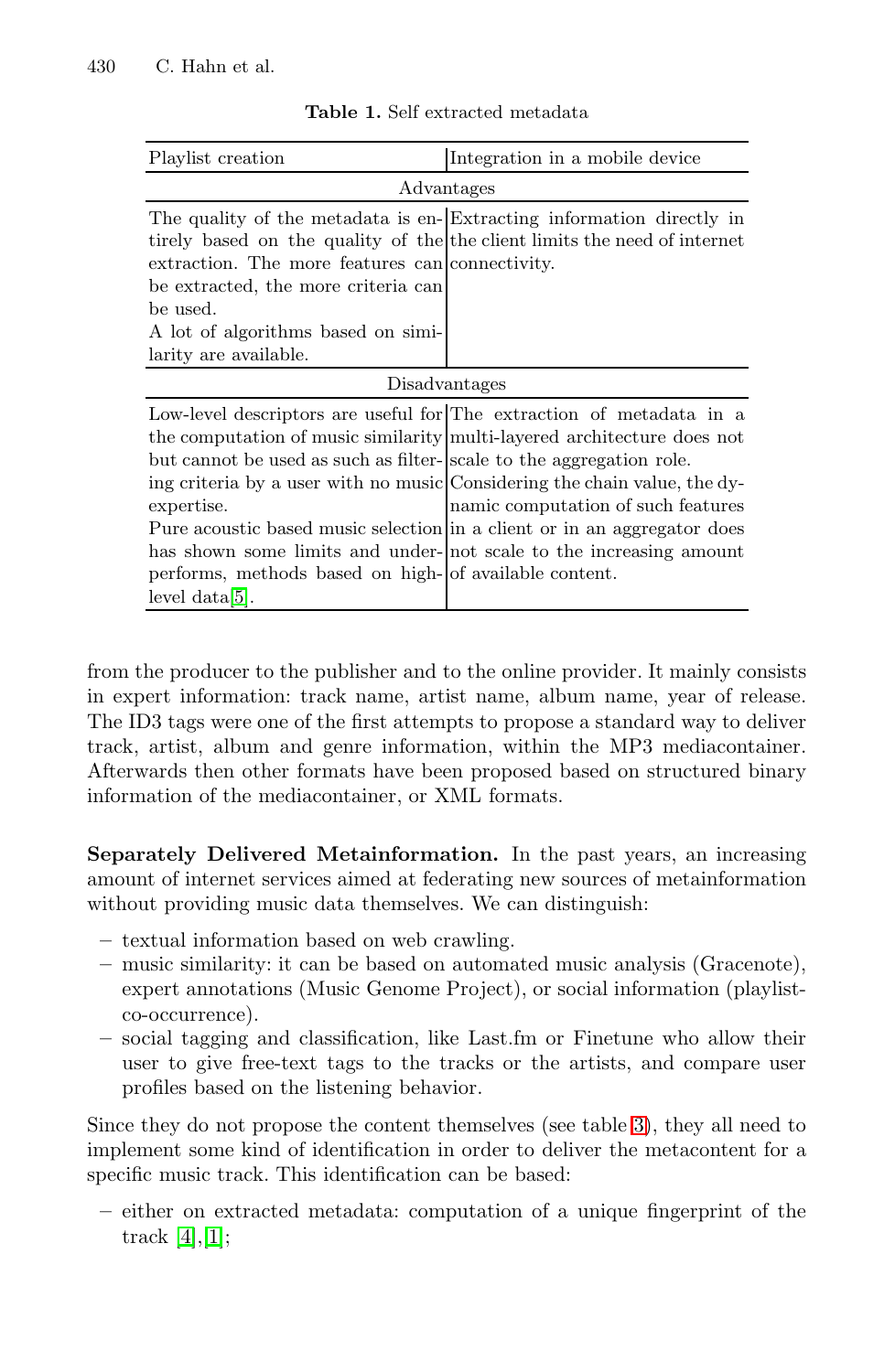**Table 1.** Self extracted metadata

| Playlist creation | Integration in a mobile device |
|---|---|
| **Advantages** | |
| The quality of the metadata is entirely based on the quality of the extraction. The more features can be extracted, the more criteria can be used.<br>A lot of algorithms based on similarity are available. | Extracting information directly in the client limits the need of internet connectivity. |
| **Disadvantages** | |
| Low-level descriptors are useful for the computation of music similarity but cannot be used as such as filtering criteria by a user with no music expertise.<br>Pure acoustic based music selection has shown some limits and underperforms, methods based on high-level data[5]. | The extraction of metadata in a multi-layered architecture does not scale to the aggregation role.<br>Considering the chain value, the dynamic computation of such features in a client or in an aggregator does not scale to the increasing amount of available content. |

from the producer to the publisher and to the online provider. It mainly consists in expert information: track name, artist name, album name, year of release. The ID3 tags were one of the first attempts to propose a standard way to deliver track, artist, album and genre information, within the MP3 mediacontainer. Afterwards then other formats have been proposed based on structured binary information of the mediacontainer, or XML formats.

**Separately Delivered Metainformation.** In the past years, an increasing amount of internet services aimed at federating new sources of metainformation without providing music data themselves. We can distinguish:

- textual information based on web crawling.
- music similarity: it can be based on automated music analysis (Gracenote), expert annotations (Music Genome Project), or social information (playlist-co-occurrence).
- social tagging and classification, like Last.fm or Finetune who allow their user to give free-text tags to the tracks or the artists, and compare user profiles based on the listening behavior.

Since they do not propose the content themselves (see table 3), they all need to implement some kind of identification in order to deliver the metacontent for a specific music track. This identification can be based:

- either on extracted metadata: computation of a unique fingerprint of the track [4],[1];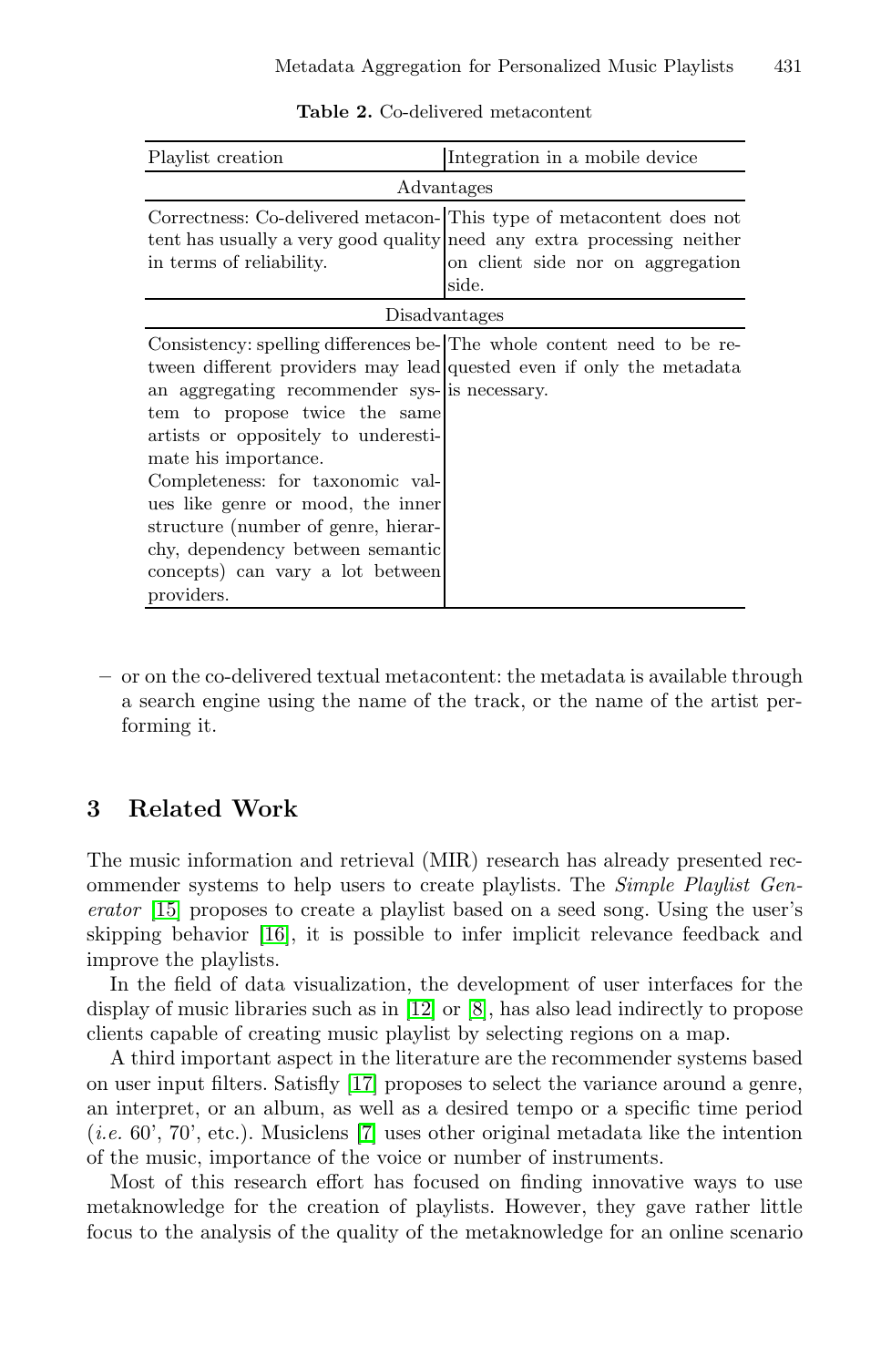**Table 2.** Co-delivered metacontent

| Playlist creation | Integration in a mobile device |
|---|---|
| **Advantages** | |
| Correctness: Co-delivered metacontent has usually a very good quality in terms of reliability. | This type of metacontent does not need any extra processing neither on client side nor on aggregation side. |
| **Disadvantages** | |
| Consistency: spelling differences between different providers may lead an aggregating recommender system to propose twice the same artists or oppositely to underestimate his importance. Completeness: for taxonomic values like genre or mood, the inner structure (number of genre, hierarchy, dependency between semantic concepts) can vary a lot between providers. | The whole content need to be requested even if only the metadata is necessary. |

- or on the co-delivered textual metacontent: the metadata is available through a search engine using the name of the track, or the name of the artist performing it.

## 3 Related Work

The music information and retrieval (MIR) research has already presented recommender systems to help users to create playlists. The *Simple Playlist Generator* [15] proposes to create a playlist based on a seed song. Using the user's skipping behavior [16], it is possible to infer implicit relevance feedback and improve the playlists.

In the field of data visualization, the development of user interfaces for the display of music libraries such as in [12] or [8], has also lead indirectly to propose clients capable of creating music playlist by selecting regions on a map.

A third important aspect in the literature are the recommender systems based on user input filters. Satisfly [17] proposes to select the variance around a genre, an interpret, or an album, as well as a desired tempo or a specific time period (*i.e.* 60', 70', etc.). Musiclens [7] uses other original metadata like the intention of the music, importance of the voice or number of instruments.

Most of this research effort has focused on finding innovative ways to use metaknowledge for the creation of playlists. However, they gave rather little focus to the analysis of the quality of the metaknowledge for an online scenario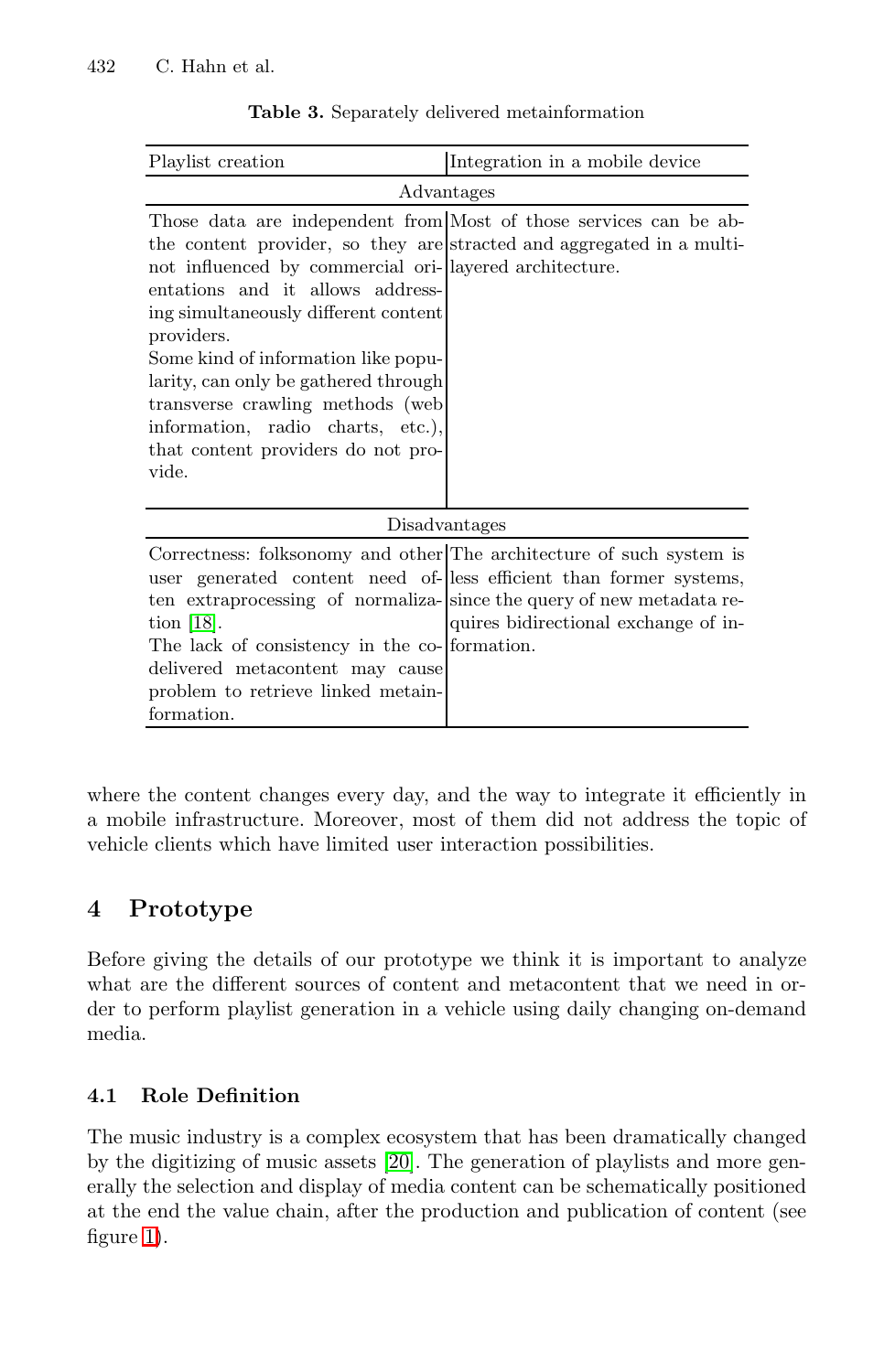**Table 3.** Separately delivered metainformation

| Playlist creation | Integration in a mobile device |
|---|---|
| **Advantages** | |
| Those data are independent from the content provider, so they are not influenced by commercial orientations and it allows addressing simultaneously different content providers.<br>Some kind of information like popularity, can only be gathered through transverse crawling methods (web information, radio charts, etc.), that content providers do not provide. | Most of those services can be abstracted and aggregated in a multi-layered architecture. |
| **Disadvantages** | |
| Correctness: folksonomy and other user generated content need often extraprocessing of normalization [18].<br>The lack of consistency in the co-delivered metacontent may cause problem to retrieve linked metainformation. | The architecture of such system is less efficient than former systems, since the query of new metadata requires bidirectional exchange of information. |

where the content changes every day, and the way to integrate it efficiently in a mobile infrastructure. Moreover, most of them did not address the topic of vehicle clients which have limited user interaction possibilities.

## 4 Prototype

Before giving the details of our prototype we think it is important to analyze what are the different sources of content and metacontent that we need in order to perform playlist generation in a vehicle using daily changing on-demand media.

### 4.1 Role Definition

The music industry is a complex ecosystem that has been dramatically changed by the digitizing of music assets [20]. The generation of playlists and more generally the selection and display of media content can be schematically positioned at the end the value chain, after the production and publication of content (see figure 1).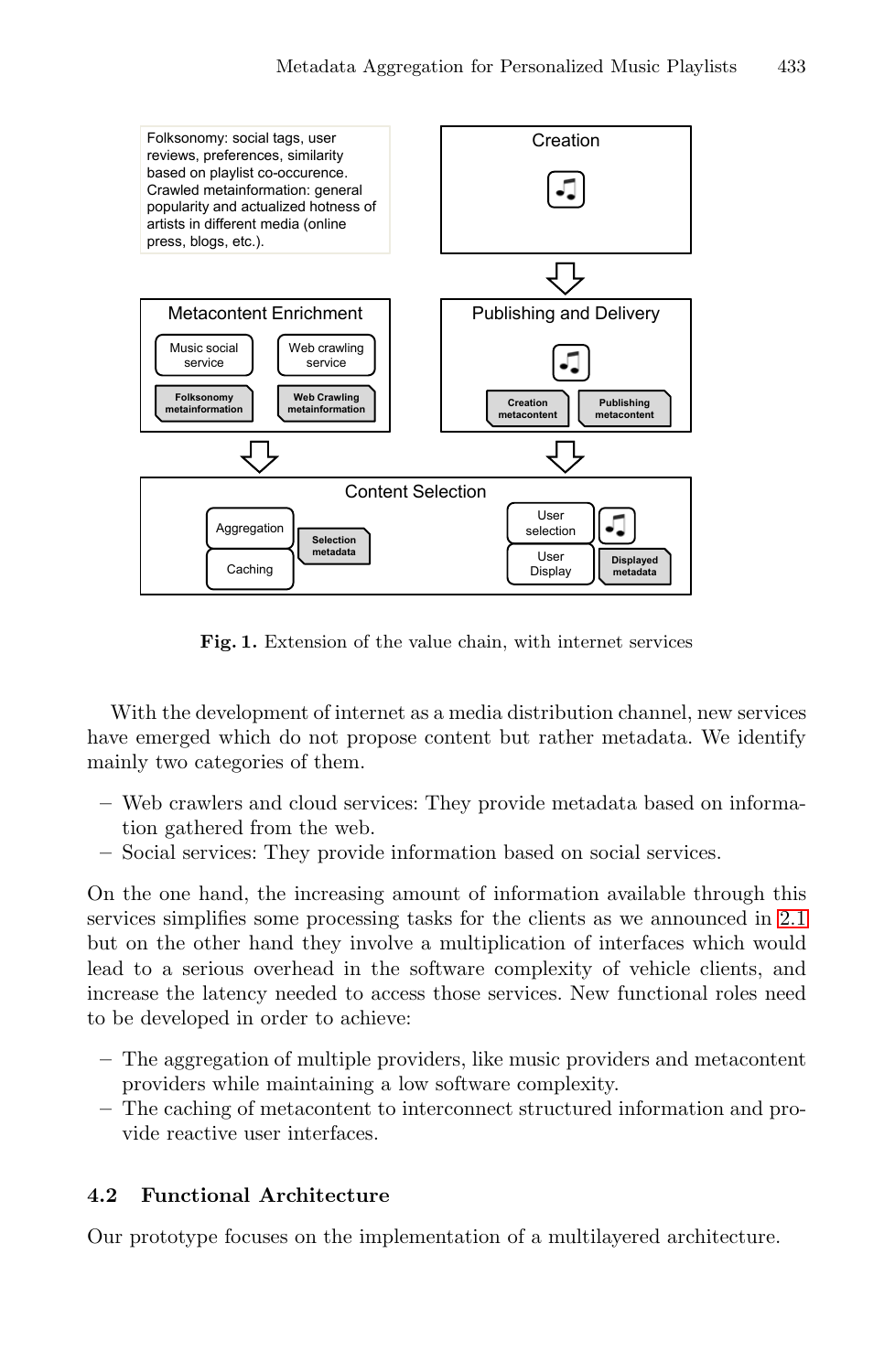Folksonomy: social tags, user reviews, preferences, similarity based on playlist co-occurence. Crawled metainformation: general popularity and actualized hotness of artists in different media (online press, blogs, etc.).

Creation

Metacontent Enrichment

Music social service

Web crawling service

Folksonomy metainformation

Web Crawling metainformation

Publishing and Delivery

Creation metacontent

Publishing metacontent

Content Selection

Aggregation

Caching

Selection metadata

User selection

User Display

Displayed metadata

**Fig. 1.** Extension of the value chain, with internet services

With the development of internet as a media distribution channel, new services have emerged which do not propose content but rather metadata. We identify mainly two categories of them.

- Web crawlers and cloud services: They provide metadata based on information gathered from the web.
- Social services: They provide information based on social services.

On the one hand, the increasing amount of information available through this services simplifies some processing tasks for the clients as we announced in 2.1 but on the other hand they involve a multiplication of interfaces which would lead to a serious overhead in the software complexity of vehicle clients, and increase the latency needed to access those services. New functional roles need to be developed in order to achieve:

- The aggregation of multiple providers, like music providers and metacontent providers while maintaining a low software complexity.
- The caching of metacontent to interconnect structured information and provide reactive user interfaces.

### 4.2 Functional Architecture

Our prototype focuses on the implementation of a multilayered architecture.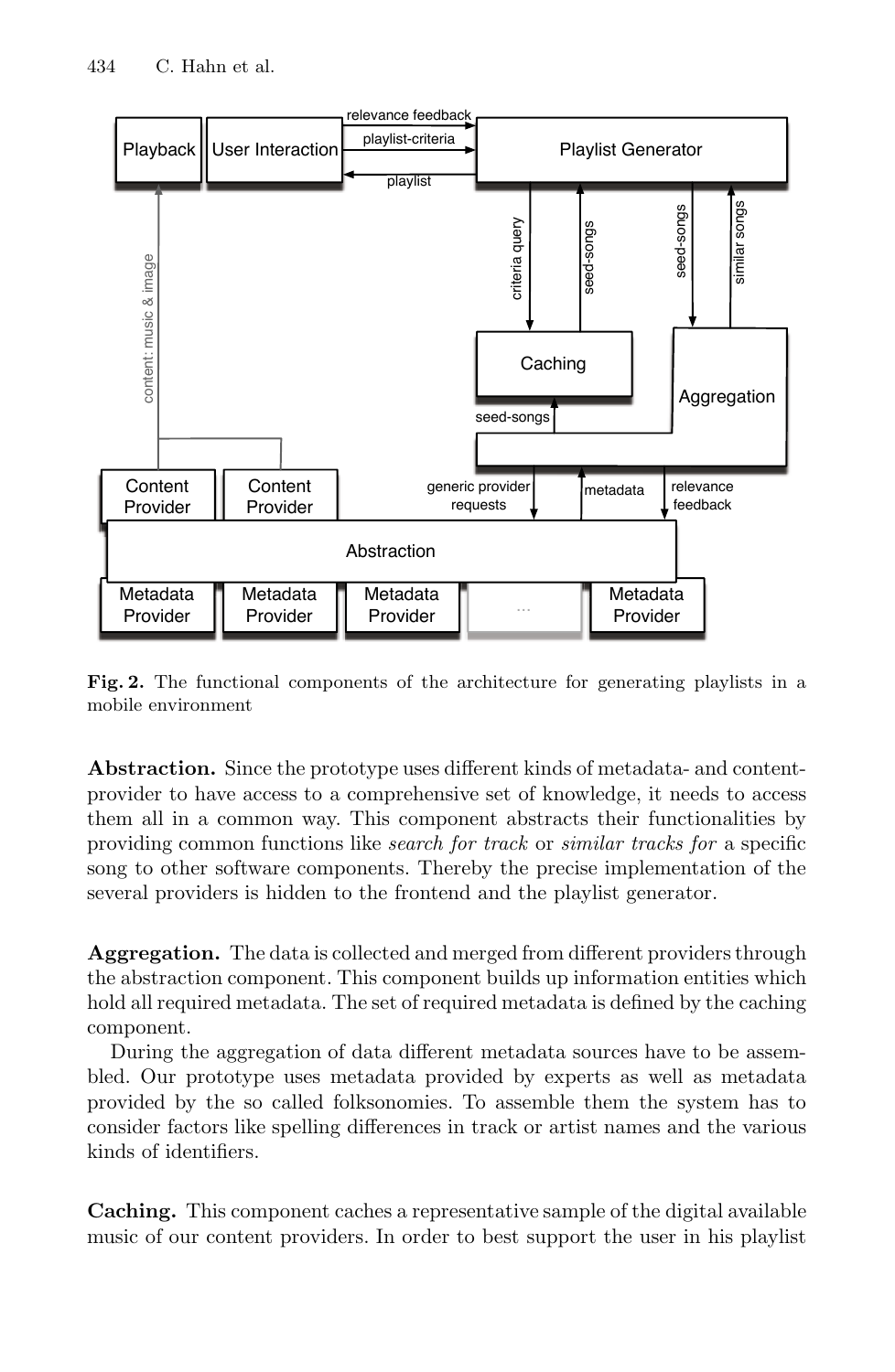Playback

User Interaction

relevance feedback

playlist-criteria

playlist

Playlist Generator

criteria query

seed-songs

seed-songs

similar songs

content: music & image

Caching

Aggregation

seed-songs

generic provider requests

metadata

relevance feedback

Content Provider

Content Provider

Abstraction

Metadata Provider

Metadata Provider

Metadata Provider

...

Metadata Provider

**Fig. 2.** The functional components of the architecture for generating playlists in a mobile environment

**Abstraction.** Since the prototype uses different kinds of metadata- and content-provider to have access to a comprehensive set of knowledge, it needs to access them all in a common way. This component abstracts their functionalities by providing common functions like *search for track* or *similar tracks for* a specific song to other software components. Thereby the precise implementation of the several providers is hidden to the frontend and the playlist generator.

**Aggregation.** The data is collected and merged from different providers through the abstraction component. This component builds up information entities which hold all required metadata. The set of required metadata is defined by the caching component.

During the aggregation of data different metadata sources have to be assembled. Our prototype uses metadata provided by experts as well as metadata provided by the so called folksonomies. To assemble them the system has to consider factors like spelling differences in track or artist names and the various kinds of identifiers.

**Caching.** This component caches a representative sample of the digital available music of our content providers. In order to best support the user in his playlist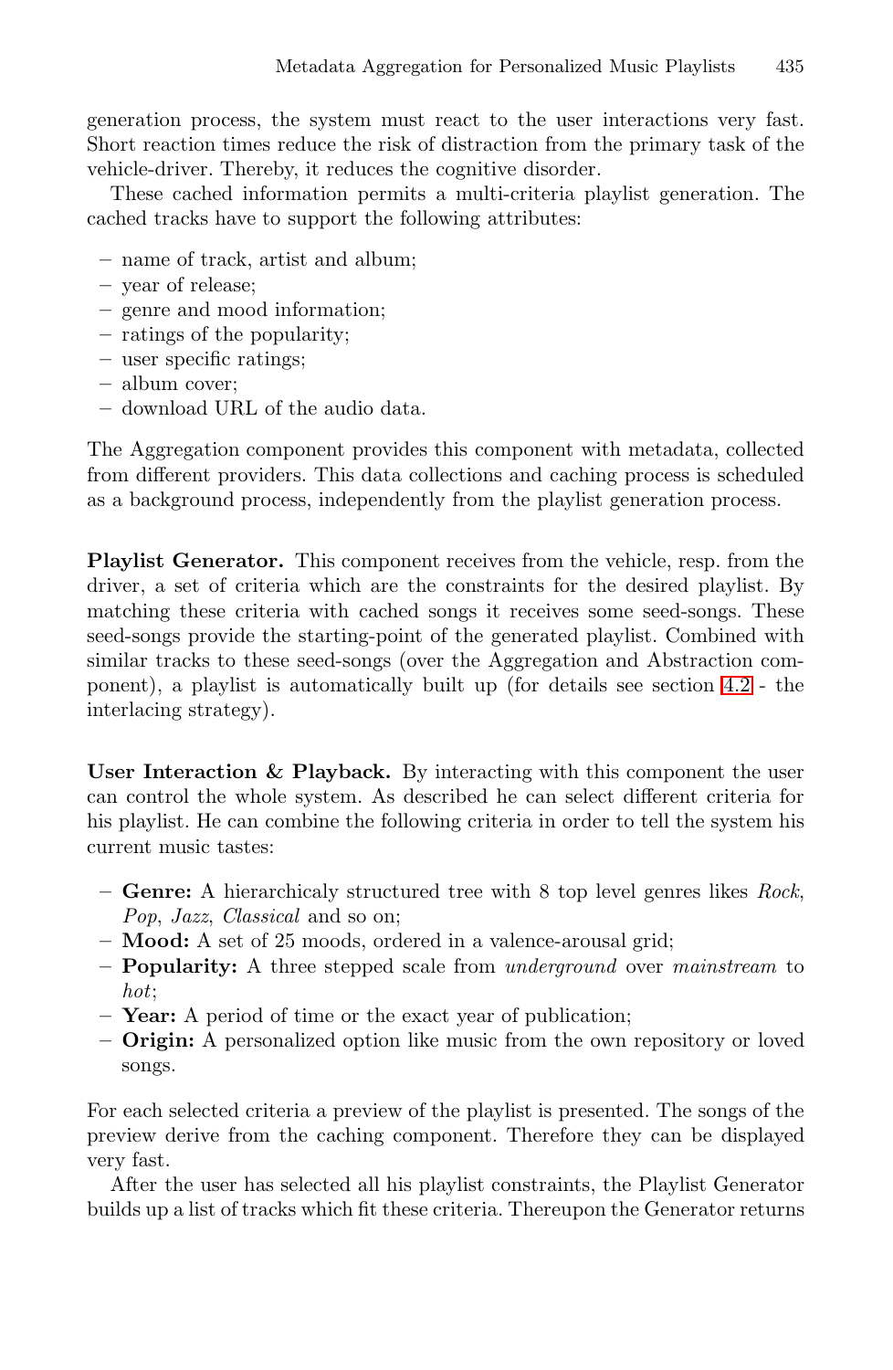generation process, the system must react to the user interactions very fast. Short reaction times reduce the risk of distraction from the primary task of the vehicle-driver. Thereby, it reduces the cognitive disorder.

These cached information permits a multi-criteria playlist generation. The cached tracks have to support the following attributes:

- name of track, artist and album;
- year of release;
- genre and mood information;
- ratings of the popularity;
- user specific ratings;
- album cover;
- download URL of the audio data.

The Aggregation component provides this component with metadata, collected from different providers. This data collections and caching process is scheduled as a background process, independently from the playlist generation process.

**Playlist Generator.** This component receives from the vehicle, resp. from the driver, a set of criteria which are the constraints for the desired playlist. By matching these criteria with cached songs it receives some seed-songs. These seed-songs provide the starting-point of the generated playlist. Combined with similar tracks to these seed-songs (over the Aggregation and Abstraction component), a playlist is automatically built up (for details see section 4.2 - the interlacing strategy).

**User Interaction & Playback.** By interacting with this component the user can control the whole system. As described he can select different criteria for his playlist. He can combine the following criteria in order to tell the system his current music tastes:

- **Genre:** A hierarchicaly structured tree with 8 top level genres likes *Rock*, *Pop*, *Jazz*, *Classical* and so on;
- **Mood:** A set of 25 moods, ordered in a valence-arousal grid;
- **Popularity:** A three stepped scale from *underground* over *mainstream* to *hot*;
- **Year:** A period of time or the exact year of publication;
- **Origin:** A personalized option like music from the own repository or loved songs.

For each selected criteria a preview of the playlist is presented. The songs of the preview derive from the caching component. Therefore they can be displayed very fast.

After the user has selected all his playlist constraints, the Playlist Generator builds up a list of tracks which fit these criteria. Thereupon the Generator returns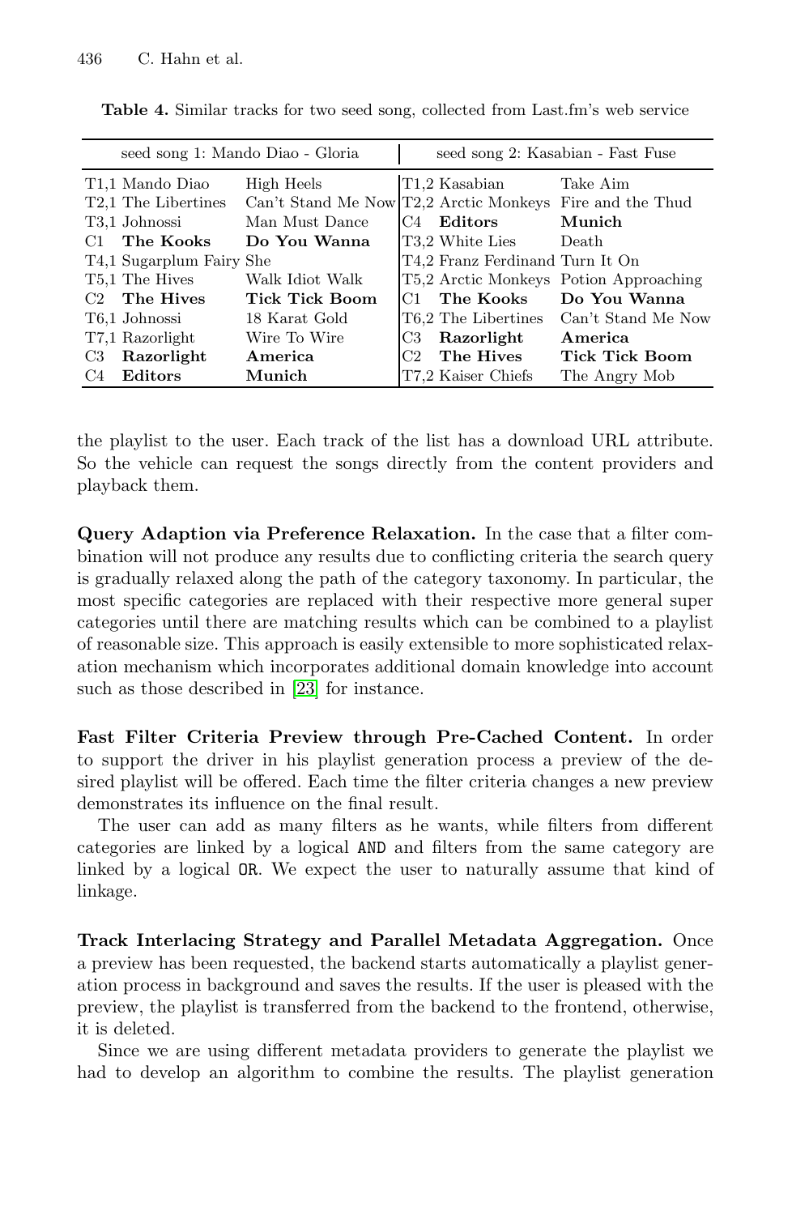**Table 4.** Similar tracks for two seed song, collected from Last.fm's web service

| seed song 1: Mando Diao - Gloria | | | seed song 2: Kasabian - Fast Fuse | | |
|---|---|---|---|---|---|
| T1,1 | Mando Diao | High Heels | T1,2 | Kasabian | Take Aim |
| T2,1 | The Libertines | Can't Stand Me Now | T2,2 | Arctic Monkeys | Fire and the Thud |
| T3,1 | Johnossi | Man Must Dance | C4 | **Editors** | **Munich** |
| C1 | **The Kooks** | **Do You Wanna** | T3,2 | White Lies | Death |
| T4,1 | Sugarplum Fairy | She | T4,2 | Franz Ferdinand | Turn It On |
| T5,1 | The Hives | Walk Idiot Walk | T5,2 | Arctic Monkeys | Potion Approaching |
| C2 | **The Hives** | **Tick Tick Boom** | C1 | **The Kooks** | **Do You Wanna** |
| T6,1 | Johnossi | 18 Karat Gold | T6,2 | The Libertines | Can't Stand Me Now |
| T7,1 | Razorlight | Wire To Wire | C3 | **Razorlight** | **America** |
| C3 | **Razorlight** | **America** | C2 | **The Hives** | **Tick Tick Boom** |
| C4 | **Editors** | **Munich** | T7,2 | Kaiser Chiefs | The Angry Mob |

the playlist to the user. Each track of the list has a download URL attribute. So the vehicle can request the songs directly from the content providers and playback them.

**Query Adaption via Preference Relaxation.** In the case that a filter combination will not produce any results due to conflicting criteria the search query is gradually relaxed along the path of the category taxonomy. In particular, the most specific categories are replaced with their respective more general super categories until there are matching results which can be combined to a playlist of reasonable size. This approach is easily extensible to more sophisticated relaxation mechanism which incorporates additional domain knowledge into account such as those described in [23] for instance.

**Fast Filter Criteria Preview through Pre-Cached Content.** In order to support the driver in his playlist generation process a preview of the desired playlist will be offered. Each time the filter criteria changes a new preview demonstrates its influence on the final result.

The user can add as many filters as he wants, while filters from different categories are linked by a logical `AND` and filters from the same category are linked by a logical `OR`. We expect the user to naturally assume that kind of linkage.

**Track Interlacing Strategy and Parallel Metadata Aggregation.** Once a preview has been requested, the backend starts automatically a playlist generation process in background and saves the results. If the user is pleased with the preview, the playlist is transferred from the backend to the frontend, otherwise, it is deleted.

Since we are using different metadata providers to generate the playlist we had to develop an algorithm to combine the results. The playlist generation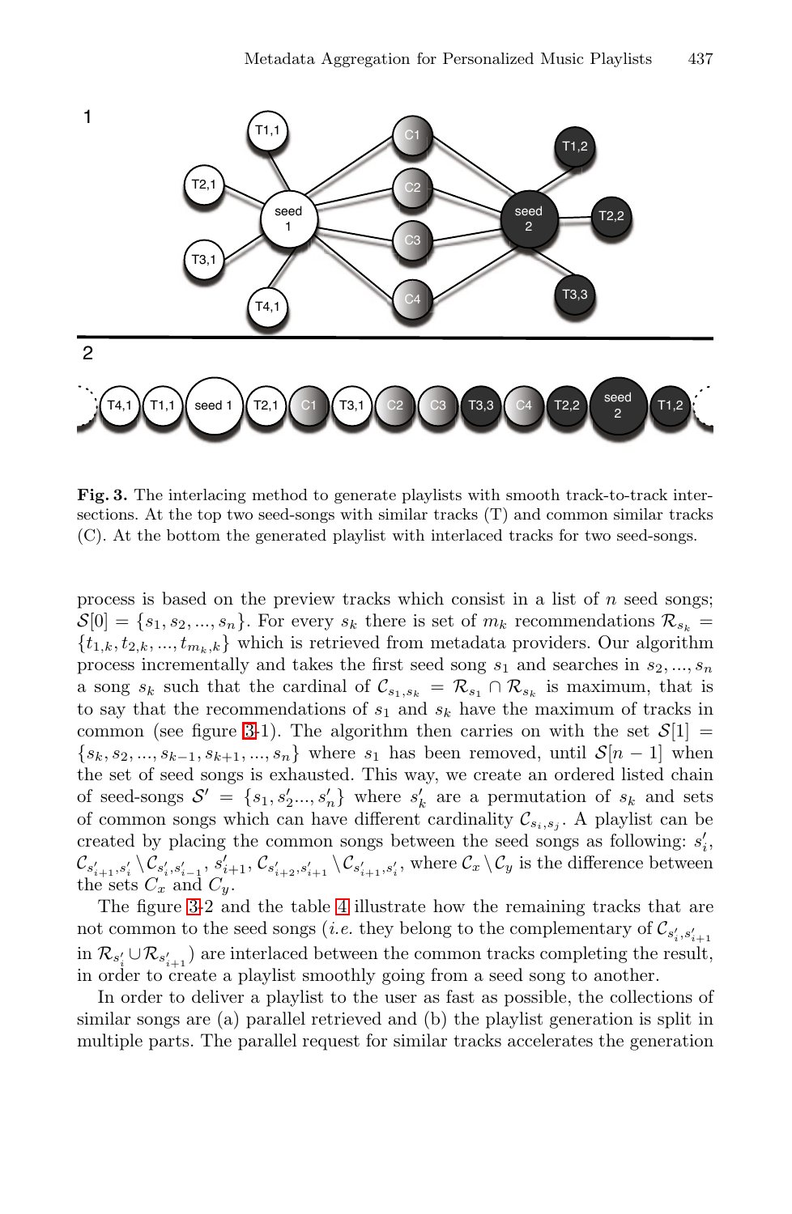1

T1,1

T2,1

seed 1

T3,1

T4,1

C1

C2

C3

C4

T1,2

seed 2

T2,2

T3,3

2

T4,1 T1,1 seed 1 T2,1 C1 T3,1 C2 C3 T3,3 C4 T2,2 seed 2 T1,2

**Fig. 3.** The interlacing method to generate playlists with smooth track-to-track intersections. At the top two seed-songs with similar tracks (T) and common similar tracks (C). At the bottom the generated playlist with interlaced tracks for two seed-songs.

process is based on the preview tracks which consist in a list of $n$ seed songs; $\mathcal{S}[0] = \{s_1, s_2, ..., s_n\}$. For every $s_k$ there is set of $m_k$ recommendations $\mathcal{R}_{s_k} = \{t_{1,k}, t_{2,k}, ..., t_{m_k,k}\}$ which is retrieved from metadata providers. Our algorithm process incrementally and takes the first seed song $s_1$ and searches in $s_2, ..., s_n$ a song $s_k$ such that the cardinal of $\mathcal{C}_{s_1,s_k} = \mathcal{R}_{s_1} \cap \mathcal{R}_{s_k}$ is maximum, that is to say that the recommendations of $s_1$ and $s_k$ have the maximum of tracks in common (see figure 3-1). The algorithm then carries on with the set $\mathcal{S}[1] = \{s_k, s_2, ..., s_{k-1}, s_{k+1}, ..., s_n\}$ where $s_1$ has been removed, until $\mathcal{S}[n-1]$ when the set of seed songs is exhausted. This way, we create an ordered listed chain of seed-songs $\mathcal{S}' = \{s_1, s'_2 ..., s'_n\}$ where $s'_k$ are a permutation of $s_k$ and sets of common songs which can have different cardinality $\mathcal{C}_{s_i,s_j}$. A playlist can be created by placing the common songs between the seed songs as following: $s'_i$, $\mathcal{C}_{s'_{i+1},s'_i} \setminus \mathcal{C}_{s'_i,s'_{i-1}}$, $s'_{i+1}$, $\mathcal{C}_{s'_{i+2},s'_{i+1}} \setminus \mathcal{C}_{s'_{i+1},s'_i}$, where $\mathcal{C}_x \setminus \mathcal{C}_y$ is the difference between the sets $C_x$ and $C_y$.

The figure 3-2 and the table 4 illustrate how the remaining tracks that are not common to the seed songs (*i.e.* they belong to the complementary of $\mathcal{C}_{s'_i,s'_{i+1}}$ in $\mathcal{R}_{s'_i} \cup \mathcal{R}_{s'_{i+1}}$) are interlaced between the common tracks completing the result, in order to create a playlist smoothly going from a seed song to another.

In order to deliver a playlist to the user as fast as possible, the collections of similar songs are (a) parallel retrieved and (b) the playlist generation is split in multiple parts. The parallel request for similar tracks accelerates the generation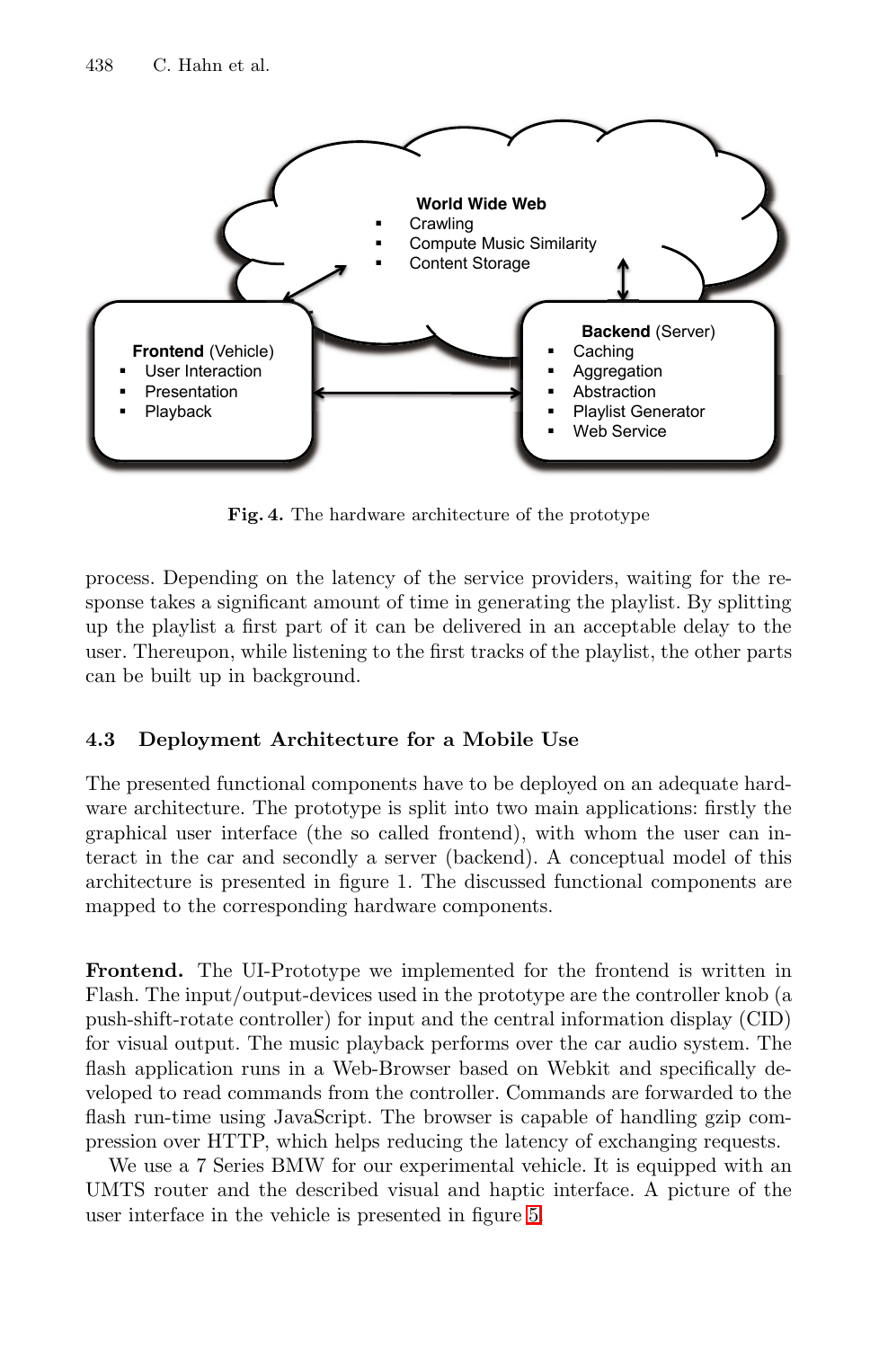World Wide Web
- Crawling
- Compute Music Similarity
- Content Storage

Frontend (Vehicle)
- User Interaction
- Presentation
- Playback

Backend (Server)
- Caching
- Aggregation
- Abstraction
- Playlist Generator
- Web Service

**Fig. 4.** The hardware architecture of the prototype

process. Depending on the latency of the service providers, waiting for the response takes a significant amount of time in generating the playlist. By splitting up the playlist a first part of it can be delivered in an acceptable delay to the user. Thereupon, while listening to the first tracks of the playlist, the other parts can be built up in background.

### 4.3 Deployment Architecture for a Mobile Use

The presented functional components have to be deployed on an adequate hardware architecture. The prototype is split into two main applications: firstly the graphical user interface (the so called frontend), with whom the user can interact in the car and secondly a server (backend). A conceptual model of this architecture is presented in figure 1. The discussed functional components are mapped to the corresponding hardware components.

**Frontend.** The UI-Prototype we implemented for the frontend is written in Flash. The input/output-devices used in the prototype are the controller knob (a push-shift-rotate controller) for input and the central information display (CID) for visual output. The music playback performs over the car audio system. The flash application runs in a Web-Browser based on Webkit and specifically developed to read commands from the controller. Commands are forwarded to the flash run-time using JavaScript. The browser is capable of handling gzip compression over HTTP, which helps reducing the latency of exchanging requests.

We use a 7 Series BMW for our experimental vehicle. It is equipped with an UMTS router and the described visual and haptic interface. A picture of the user interface in the vehicle is presented in figure 5.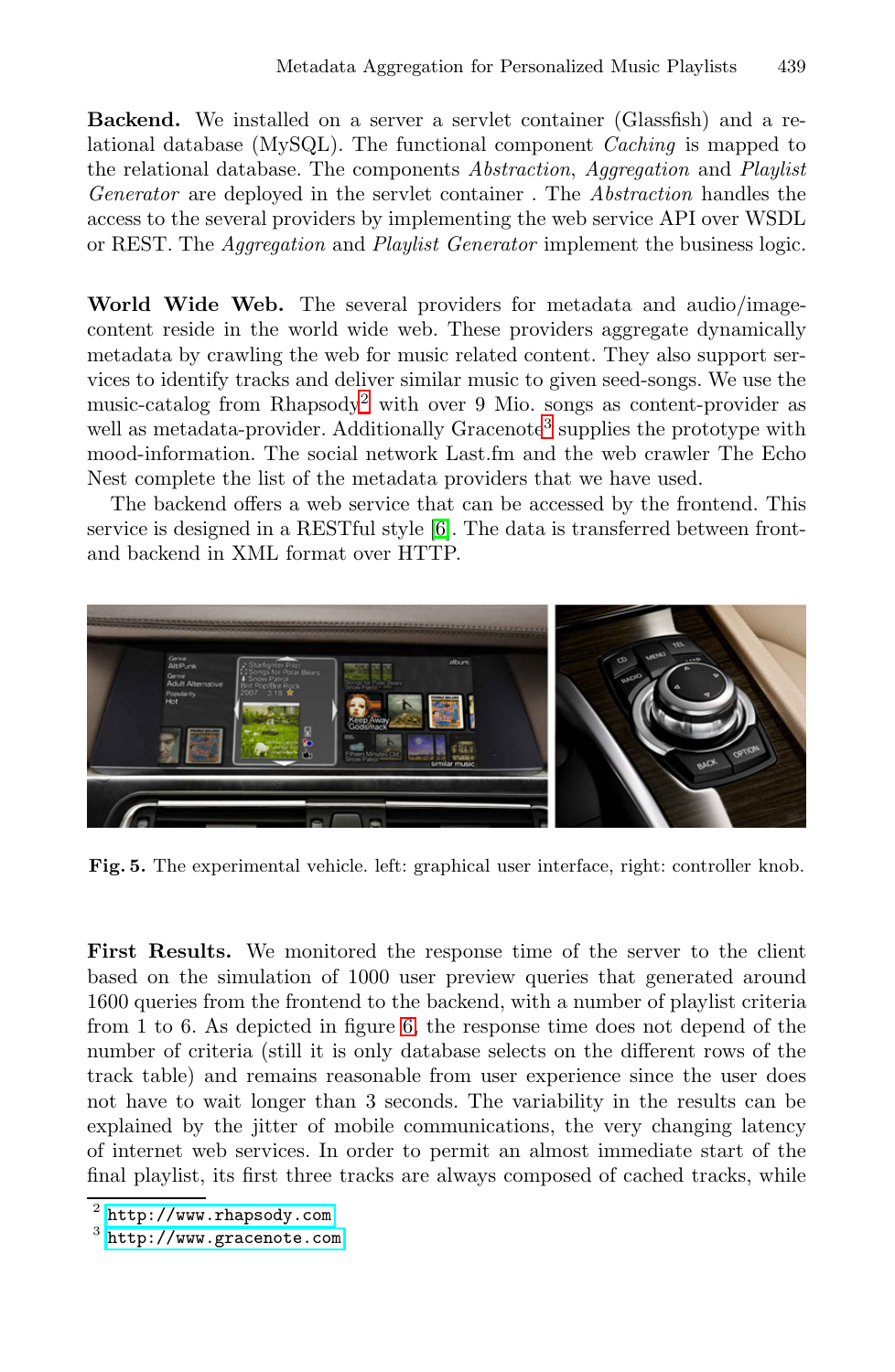**Backend.** We installed on a server a servlet container (Glassfish) and a relational database (MySQL). The functional component *Caching* is mapped to the relational database. The components *Abstraction*, *Aggregation* and *Playlist Generator* are deployed in the servlet container . The *Abstraction* handles the access to the several providers by implementing the web service API over WSDL or REST. The *Aggregation* and *Playlist Generator* implement the business logic.

**World Wide Web.** The several providers for metadata and audio/image-content reside in the world wide web. These providers aggregate dynamically metadata by crawling the web for music related content. They also support services to identify tracks and deliver similar music to given seed-songs. We use the music-catalog from Rhapsody[2] with over 9 Mio. songs as content-provider as well as metadata-provider. Additionally Gracenote[3] supplies the prototype with mood-information. The social network Last.fm and the web crawler The Echo Nest complete the list of the metadata providers that we have used.

The backend offers a web service that can be accessed by the frontend. This service is designed in a RESTful style [6]. The data is transferred between front- and backend in XML format over HTTP.

**Fig. 5.** The experimental vehicle. left: graphical user interface, right: controller knob.

**First Results.** We monitored the response time of the server to the client based on the simulation of 1000 user preview queries that generated around 1600 queries from the frontend to the backend, with a number of playlist criteria from 1 to 6. As depicted in figure 6, the response time does not depend of the number of criteria (still it is only database selects on the different rows of the track table) and remains reasonable from user experience since the user does not have to wait longer than 3 seconds. The variability in the results can be explained by the jitter of mobile communications, the very changing latency of internet web services. In order to permit an almost immediate start of the final playlist, its first three tracks are always composed of cached tracks, while

---

[2] http://www.rhapsody.com

[3] http://www.gracenote.com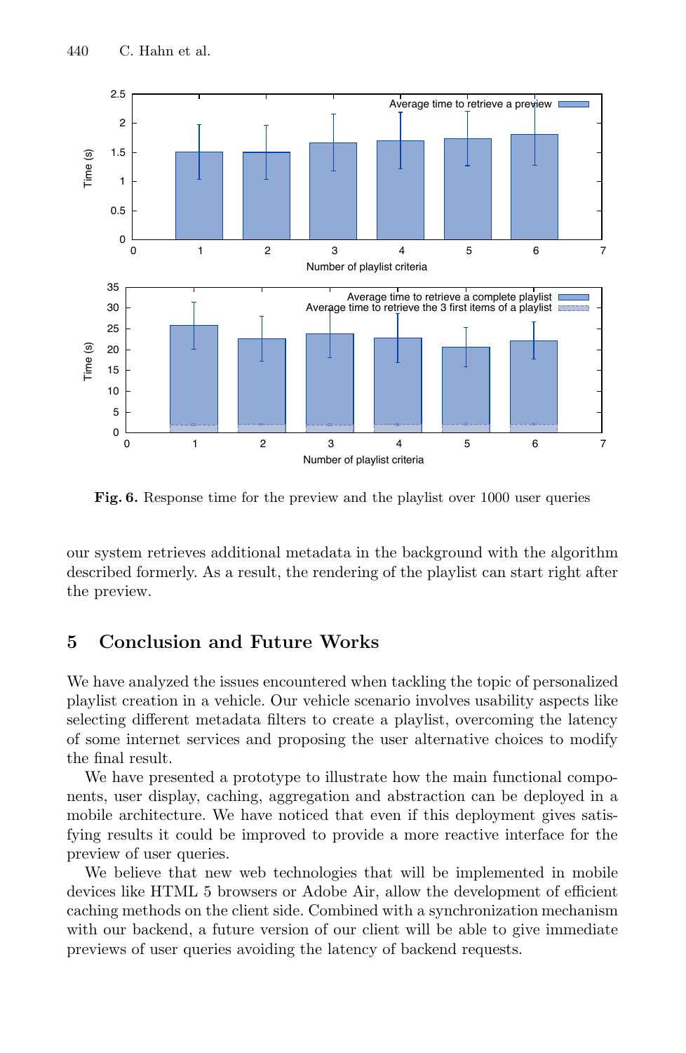Average time to retrieve a preview

Time (s)

2.5
2
1.5
1
0.5
0

0 1 2 3 4 5 6 7

Number of playlist criteria

Average time to retrieve a complete playlist
Average time to retrieve the 3 first items of a playlist

Time (s)

35
30
25
20
15
10
5
0

0 1 2 3 4 5 6 7

Number of playlist criteria

**Fig. 6.** Response time for the preview and the playlist over 1000 user queries

our system retrieves additional metadata in the background with the algorithm described formerly. As a result, the rendering of the playlist can start right after the preview.

## 5 Conclusion and Future Works

We have analyzed the issues encountered when tackling the topic of personalized playlist creation in a vehicle. Our vehicle scenario involves usability aspects like selecting different metadata filters to create a playlist, overcoming the latency of some internet services and proposing the user alternative choices to modify the final result.

We have presented a prototype to illustrate how the main functional components, user display, caching, aggregation and abstraction can be deployed in a mobile architecture. We have noticed that even if this deployment gives satisfying results it could be improved to provide a more reactive interface for the preview of user queries.

We believe that new web technologies that will be implemented in mobile devices like HTML 5 browsers or Adobe Air, allow the development of efficient caching methods on the client side. Combined with a synchronization mechanism with our backend, a future version of our client will be able to give immediate previews of user queries avoiding the latency of backend requests.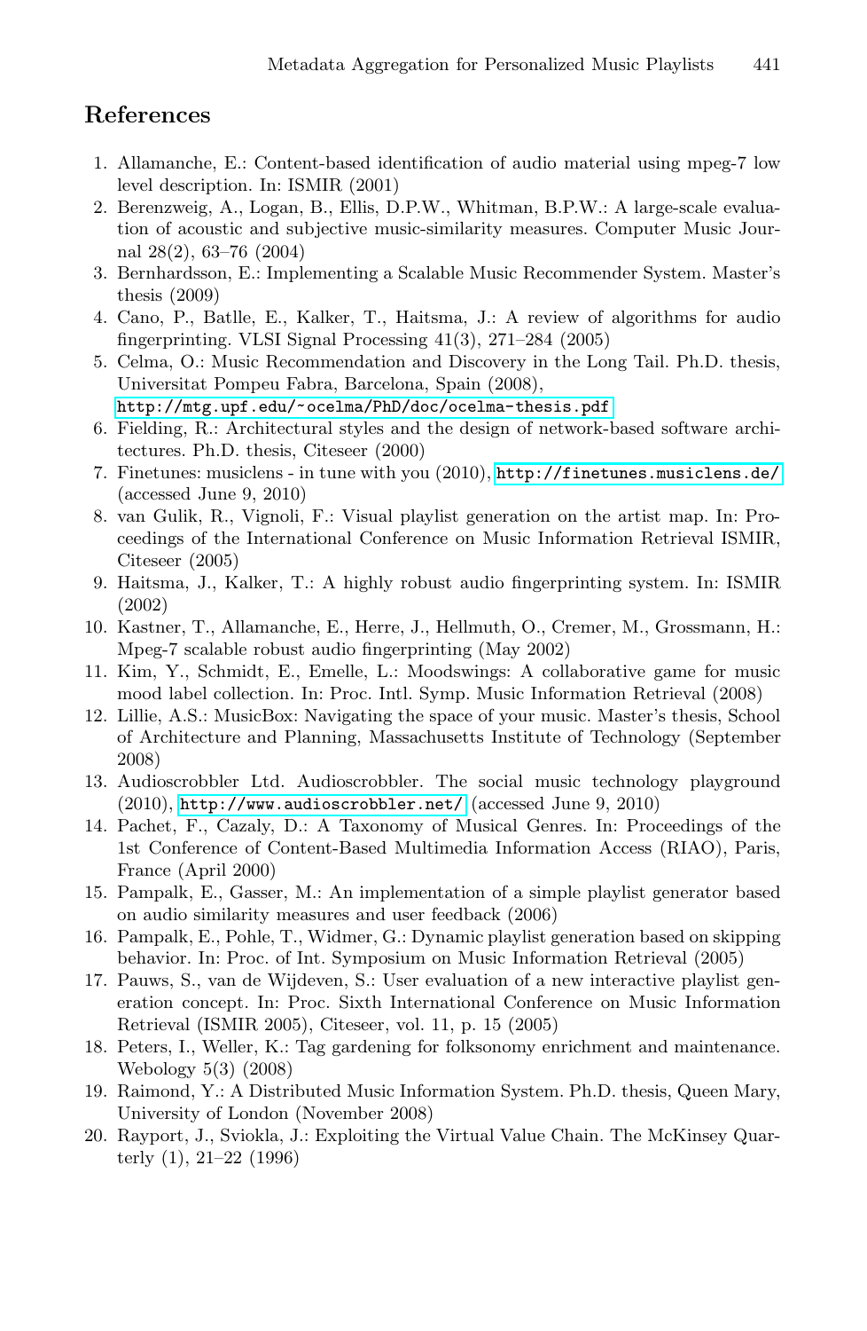## References

1. Allamanche, E.: Content-based identification of audio material using mpeg-7 low level description. In: ISMIR (2001)
2. Berenzweig, A., Logan, B., Ellis, D.P.W., Whitman, B.P.W.: A large-scale evaluation of acoustic and subjective music-similarity measures. Computer Music Journal 28(2), 63–76 (2004)
3. Bernhardsson, E.: Implementing a Scalable Music Recommender System. Master's thesis (2009)
4. Cano, P., Batlle, E., Kalker, T., Haitsma, J.: A review of algorithms for audio fingerprinting. VLSI Signal Processing 41(3), 271–284 (2005)
5. Celma, O.: Music Recommendation and Discovery in the Long Tail. Ph.D. thesis, Universitat Pompeu Fabra, Barcelona, Spain (2008), http://mtg.upf.edu/~ocelma/PhD/doc/ocelma-thesis.pdf
6. Fielding, R.: Architectural styles and the design of network-based software architectures. Ph.D. thesis, Citeseer (2000)
7. Finetunes: musiclens - in tune with you (2010), http://finetunes.musiclens.de/ (accessed June 9, 2010)
8. van Gulik, R., Vignoli, F.: Visual playlist generation on the artist map. In: Proceedings of the International Conference on Music Information Retrieval ISMIR, Citeseer (2005)
9. Haitsma, J., Kalker, T.: A highly robust audio fingerprinting system. In: ISMIR (2002)
10. Kastner, T., Allamanche, E., Herre, J., Hellmuth, O., Cremer, M., Grossmann, H.: Mpeg-7 scalable robust audio fingerprinting (May 2002)
11. Kim, Y., Schmidt, E., Emelle, L.: Moodswings: A collaborative game for music mood label collection. In: Proc. Intl. Symp. Music Information Retrieval (2008)
12. Lillie, A.S.: MusicBox: Navigating the space of your music. Master's thesis, School of Architecture and Planning, Massachusetts Institute of Technology (September 2008)
13. Audioscrobbler Ltd. Audioscrobbler. The social music technology playground (2010), http://www.audioscrobbler.net/ (accessed June 9, 2010)
14. Pachet, F., Cazaly, D.: A Taxonomy of Musical Genres. In: Proceedings of the 1st Conference of Content-Based Multimedia Information Access (RIAO), Paris, France (April 2000)
15. Pampalk, E., Gasser, M.: An implementation of a simple playlist generator based on audio similarity measures and user feedback (2006)
16. Pampalk, E., Pohle, T., Widmer, G.: Dynamic playlist generation based on skipping behavior. In: Proc. of Int. Symposium on Music Information Retrieval (2005)
17. Pauws, S., van de Wijdeven, S.: User evaluation of a new interactive playlist generation concept. In: Proc. Sixth International Conference on Music Information Retrieval (ISMIR 2005), Citeseer, vol. 11, p. 15 (2005)
18. Peters, I., Weller, K.: Tag gardening for folksonomy enrichment and maintenance. Webology 5(3) (2008)
19. Raimond, Y.: A Distributed Music Information System. Ph.D. thesis, Queen Mary, University of London (November 2008)
20. Rayport, J., Sviokla, J.: Exploiting the Virtual Value Chain. The McKinsey Quarterly (1), 21–22 (1996)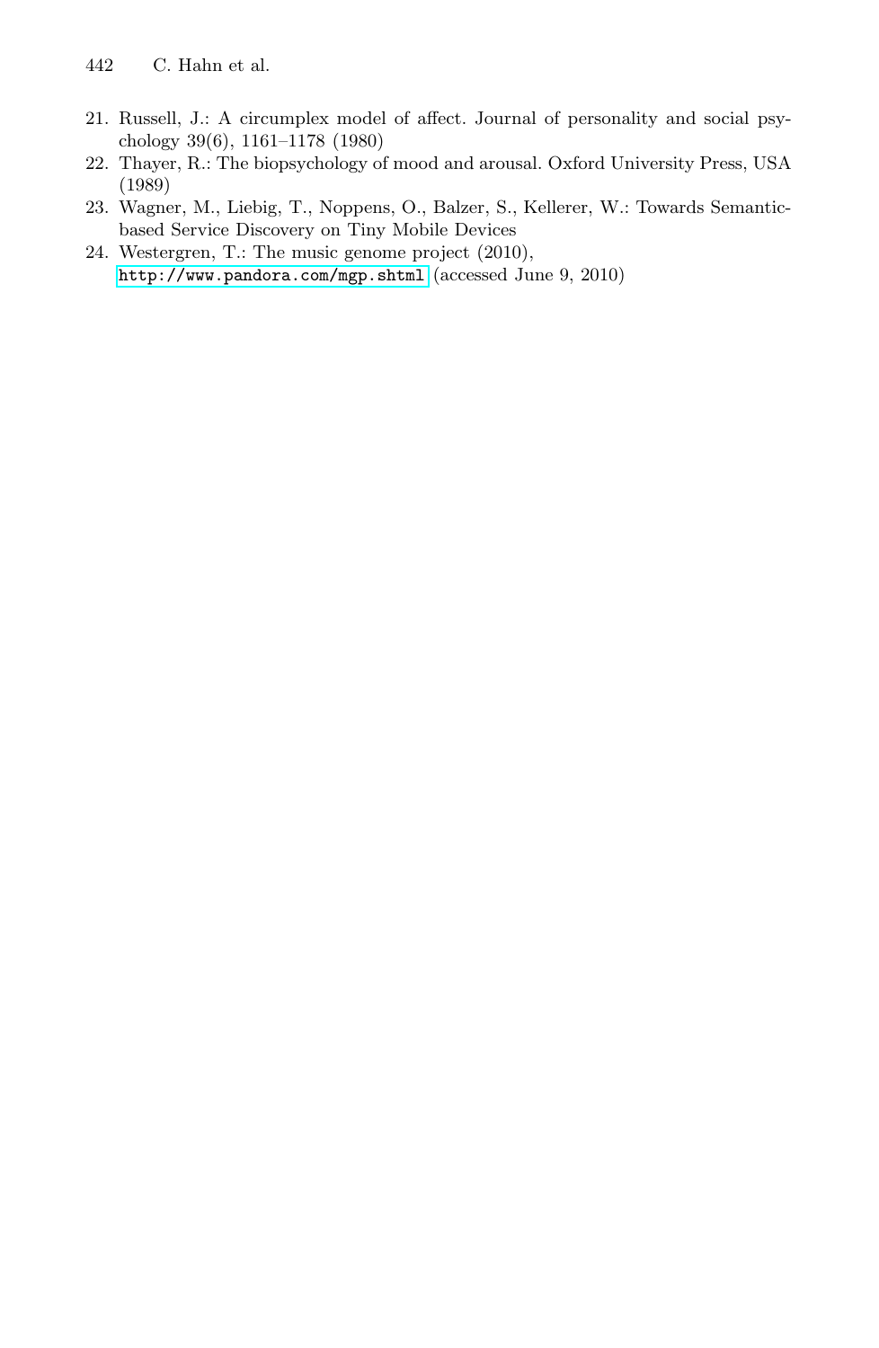21. Russell, J.: A circumplex model of affect. Journal of personality and social psychology 39(6), 1161–1178 (1980)
22. Thayer, R.: The biopsychology of mood and arousal. Oxford University Press, USA (1989)
23. Wagner, M., Liebig, T., Noppens, O., Balzer, S., Kellerer, W.: Towards Semantic-based Service Discovery on Tiny Mobile Devices
24. Westergren, T.: The music genome project (2010), http://www.pandora.com/mgp.shtml (accessed June 9, 2010)